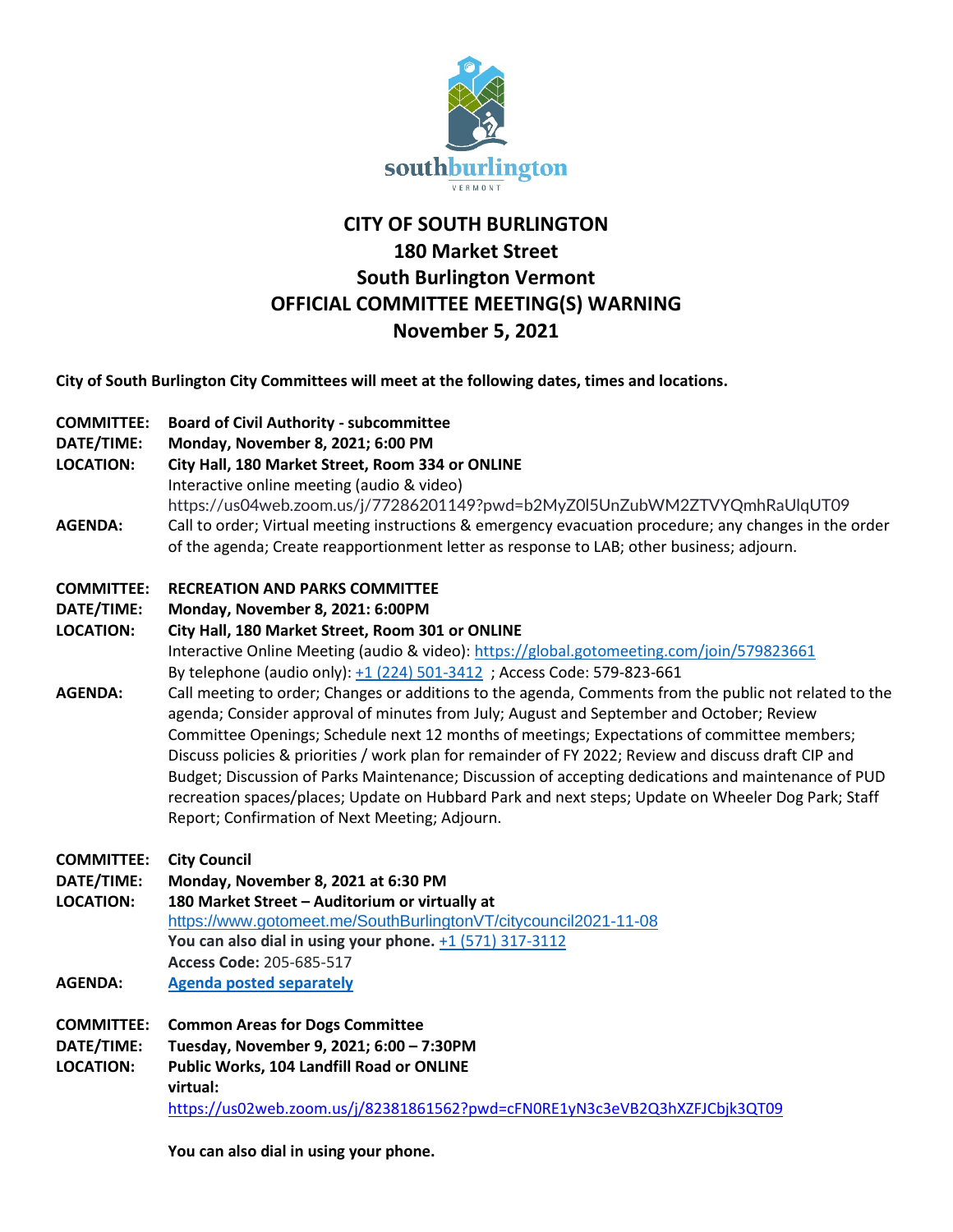# CITY OF SOUTH BURLINGTON
## 180 Market Street
## South Burlington Vermont
## OFFICIAL COMMITTEE MEETING(S) WARNING
## November 5, 2021

**City of South Burlington City Committees will meet at the following dates, times and locations.**

**COMMITTEE:** **Board of Civil Authority - subcommittee**
**DATE/TIME:** **Monday, November 8, 2021; 6:00 PM**
**LOCATION:** **City Hall, 180 Market Street, Room 334 or ONLINE**
Interactive online meeting (audio & video)
https://us04web.zoom.us/j/77286201149?pwd=b2MyZ0l5UnZubWM2ZTVYQmhRaUlqUT09
**AGENDA:** Call to order; Virtual meeting instructions & emergency evacuation procedure; any changes in the order of the agenda; Create reapportionment letter as response to LAB; other business; adjourn.

**COMMITTEE:** **RECREATION AND PARKS COMMITTEE**
**DATE/TIME:** **Monday, November 8, 2021: 6:00PM**
**LOCATION:** **City Hall, 180 Market Street, Room 301 or ONLINE**
Interactive Online Meeting (audio & video): https://global.gotomeeting.com/join/579823661
By telephone (audio only): +1 (224) 501-3412 ; Access Code: 579-823-661
**AGENDA:** Call meeting to order; Changes or additions to the agenda, Comments from the public not related to the agenda; Consider approval of minutes from July; August and September and October; Review Committee Openings; Schedule next 12 months of meetings; Expectations of committee members; Discuss policies & priorities / work plan for remainder of FY 2022; Review and discuss draft CIP and Budget; Discussion of Parks Maintenance; Discussion of accepting dedications and maintenance of PUD recreation spaces/places; Update on Hubbard Park and next steps; Update on Wheeler Dog Park; Staff Report; Confirmation of Next Meeting; Adjourn.

**COMMITTEE:** **City Council**
**DATE/TIME:** **Monday, November 8, 2021 at 6:30 PM**
**LOCATION:** **180 Market Street – Auditorium or virtually at**
https://www.gotomeet.me/SouthBurlingtonVT/citycouncil2021-11-08
**You can also dial in using your phone.** +1 (571) 317-3112
**Access Code:** 205-685-517
**AGENDA:** **Agenda posted separately**

**COMMITTEE:** **Common Areas for Dogs Committee**
**DATE/TIME:** **Tuesday, November 9, 2021; 6:00 – 7:30PM**
**LOCATION:** **Public Works, 104 Landfill Road or ONLINE**
**virtual:**
https://us02web.zoom.us/j/82381861562?pwd=cFN0RE1yN3c3eVB2Q3hXZFJCbjk3QT09

**You can also dial in using your phone.**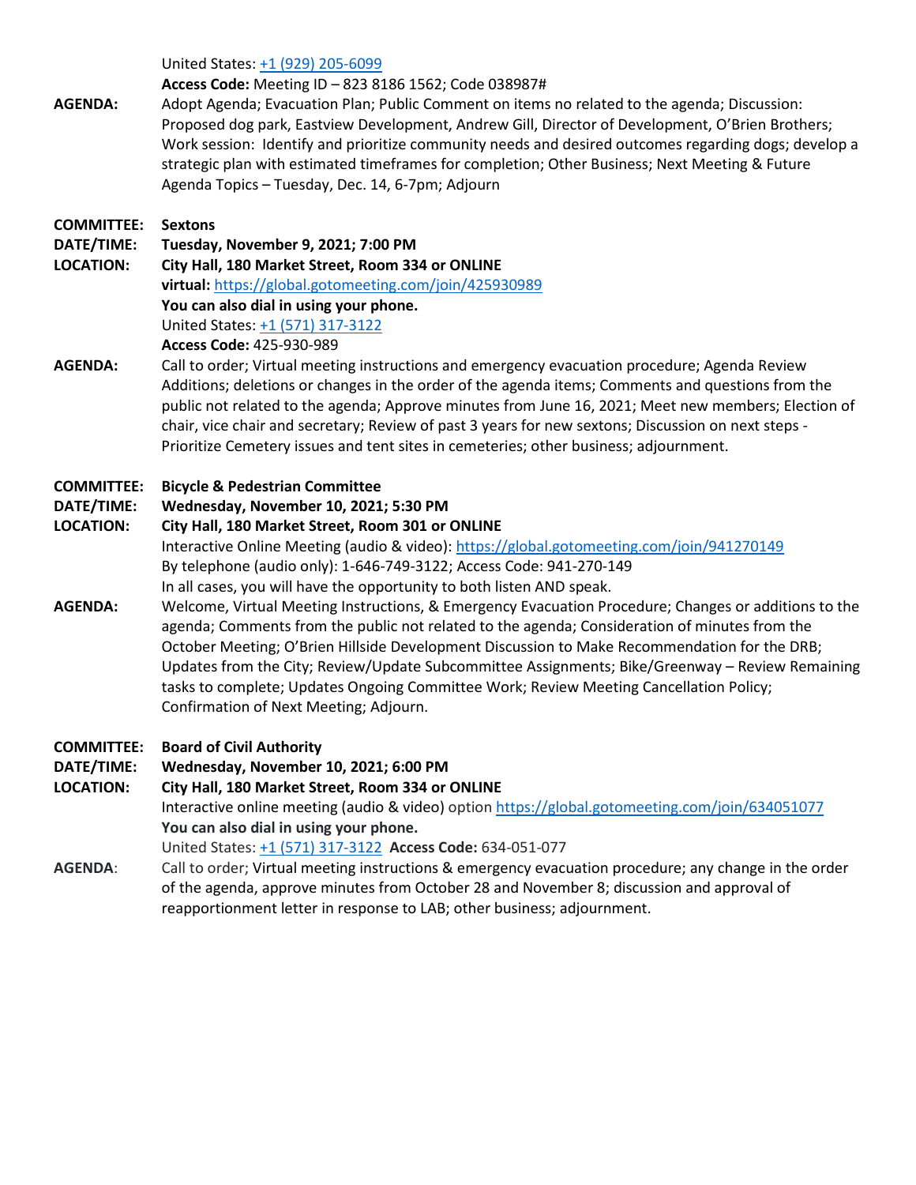United States: +1 (929) 205-6099

**Access Code:** Meeting ID – 823 8186 1562; Code 038987#

**AGENDA:** Adopt Agenda; Evacuation Plan; Public Comment on items no related to the agenda; Discussion: Proposed dog park, Eastview Development, Andrew Gill, Director of Development, O'Brien Brothers; Work session: Identify and prioritize community needs and desired outcomes regarding dogs; develop a strategic plan with estimated timeframes for completion; Other Business; Next Meeting & Future Agenda Topics – Tuesday, Dec. 14, 6-7pm; Adjourn

**COMMITTEE:** **Sextons**

**DATE/TIME:** **Tuesday, November 9, 2021; 7:00 PM**

**LOCATION:** **City Hall, 180 Market Street, Room 334 or ONLINE**

**virtual:** https://global.gotomeeting.com/join/425930989

**You can also dial in using your phone.**

United States: +1 (571) 317-3122

**Access Code:** 425-930-989

**AGENDA:** Call to order; Virtual meeting instructions and emergency evacuation procedure; Agenda Review Additions; deletions or changes in the order of the agenda items; Comments and questions from the public not related to the agenda; Approve minutes from June 16, 2021; Meet new members; Election of chair, vice chair and secretary; Review of past 3 years for new sextons; Discussion on next steps - Prioritize Cemetery issues and tent sites in cemeteries; other business; adjournment.

**COMMITTEE:** **Bicycle & Pedestrian Committee**

**DATE/TIME:** **Wednesday, November 10, 2021; 5:30 PM**

**LOCATION:** **City Hall, 180 Market Street, Room 301 or ONLINE**

Interactive Online Meeting (audio & video): https://global.gotomeeting.com/join/941270149

By telephone (audio only): 1-646-749-3122; Access Code: 941-270-149

In all cases, you will have the opportunity to both listen AND speak.

**AGENDA:** Welcome, Virtual Meeting Instructions, & Emergency Evacuation Procedure; Changes or additions to the agenda; Comments from the public not related to the agenda; Consideration of minutes from the October Meeting; O'Brien Hillside Development Discussion to Make Recommendation for the DRB; Updates from the City; Review/Update Subcommittee Assignments; Bike/Greenway – Review Remaining tasks to complete; Updates Ongoing Committee Work; Review Meeting Cancellation Policy; Confirmation of Next Meeting; Adjourn.

**COMMITTEE:** **Board of Civil Authority**

**DATE/TIME:** **Wednesday, November 10, 2021; 6:00 PM**

**LOCATION:** **City Hall, 180 Market Street, Room 334 or ONLINE**

Interactive online meeting (audio & video) option https://global.gotomeeting.com/join/634051077

**You can also dial in using your phone.**

United States: +1 (571) 317-3122 **Access Code:** 634-051-077

**AGENDA**: Call to order; Virtual meeting instructions & emergency evacuation procedure; any change in the order of the agenda, approve minutes from October 28 and November 8; discussion and approval of reapportionment letter in response to LAB; other business; adjournment.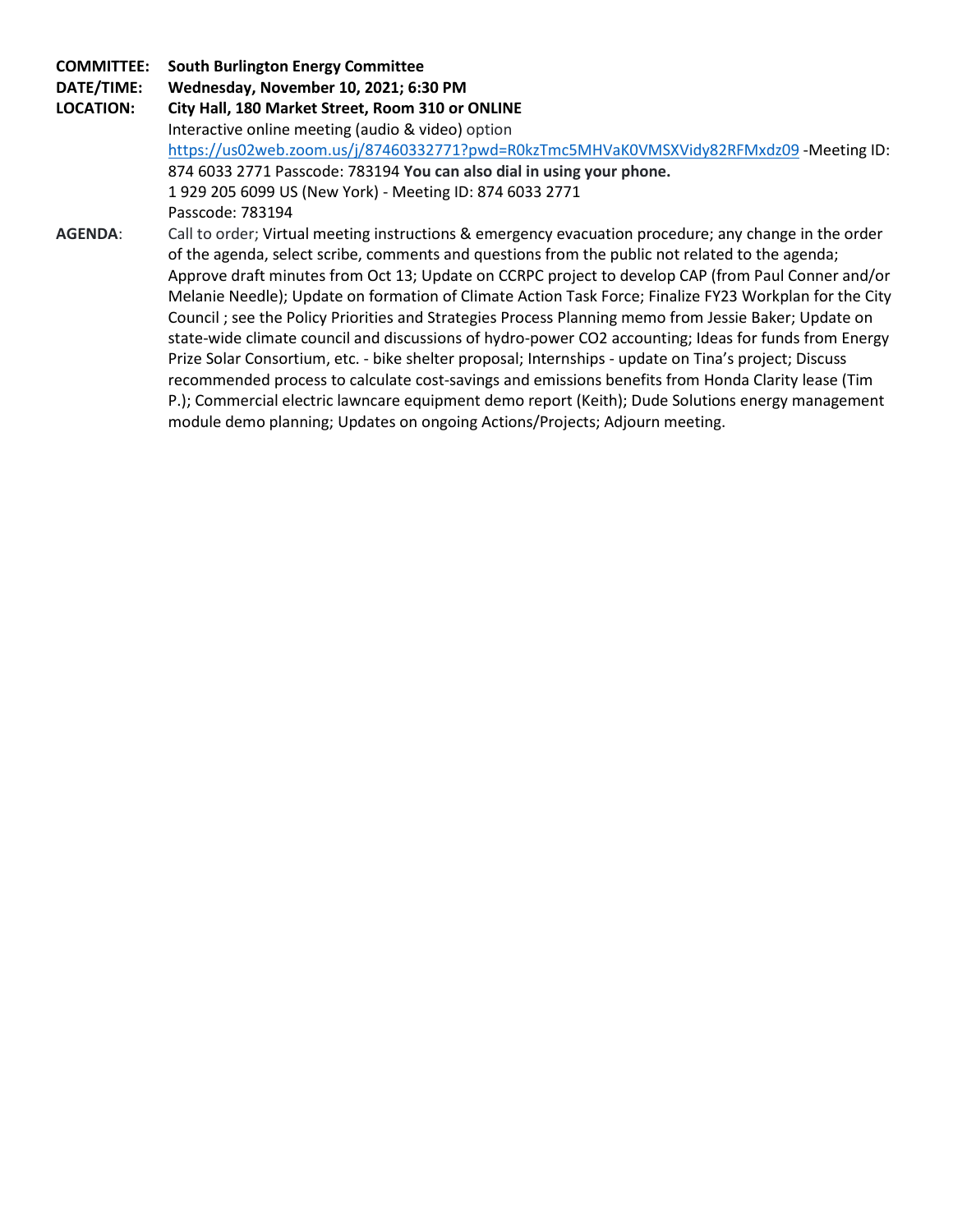**COMMITTEE:** **South Burlington Energy Committee**

**DATE/TIME:** **Wednesday, November 10, 2021; 6:30 PM**

**LOCATION:** **City Hall, 180 Market Street, Room 310 or ONLINE**

Interactive online meeting (audio & video) option
https://us02web.zoom.us/j/87460332771?pwd=R0kzTmc5MHVaK0VMSXVidy82RFMxdz09 -Meeting ID: 874 6033 2771 Passcode: 783194 **You can also dial in using your phone.**
1 929 205 6099 US (New York) - Meeting ID: 874 6033 2771
Passcode: 783194

**AGENDA**: Call to order; Virtual meeting instructions & emergency evacuation procedure; any change in the order of the agenda, select scribe, comments and questions from the public not related to the agenda; Approve draft minutes from Oct 13; Update on CCRPC project to develop CAP (from Paul Conner and/or Melanie Needle); Update on formation of Climate Action Task Force; Finalize FY23 Workplan for the City Council ; see the Policy Priorities and Strategies Process Planning memo from Jessie Baker; Update on state-wide climate council and discussions of hydro-power CO2 accounting; Ideas for funds from Energy Prize Solar Consortium, etc. - bike shelter proposal; Internships - update on Tina's project; Discuss recommended process to calculate cost-savings and emissions benefits from Honda Clarity lease (Tim P.); Commercial electric lawncare equipment demo report (Keith); Dude Solutions energy management module demo planning; Updates on ongoing Actions/Projects; Adjourn meeting.